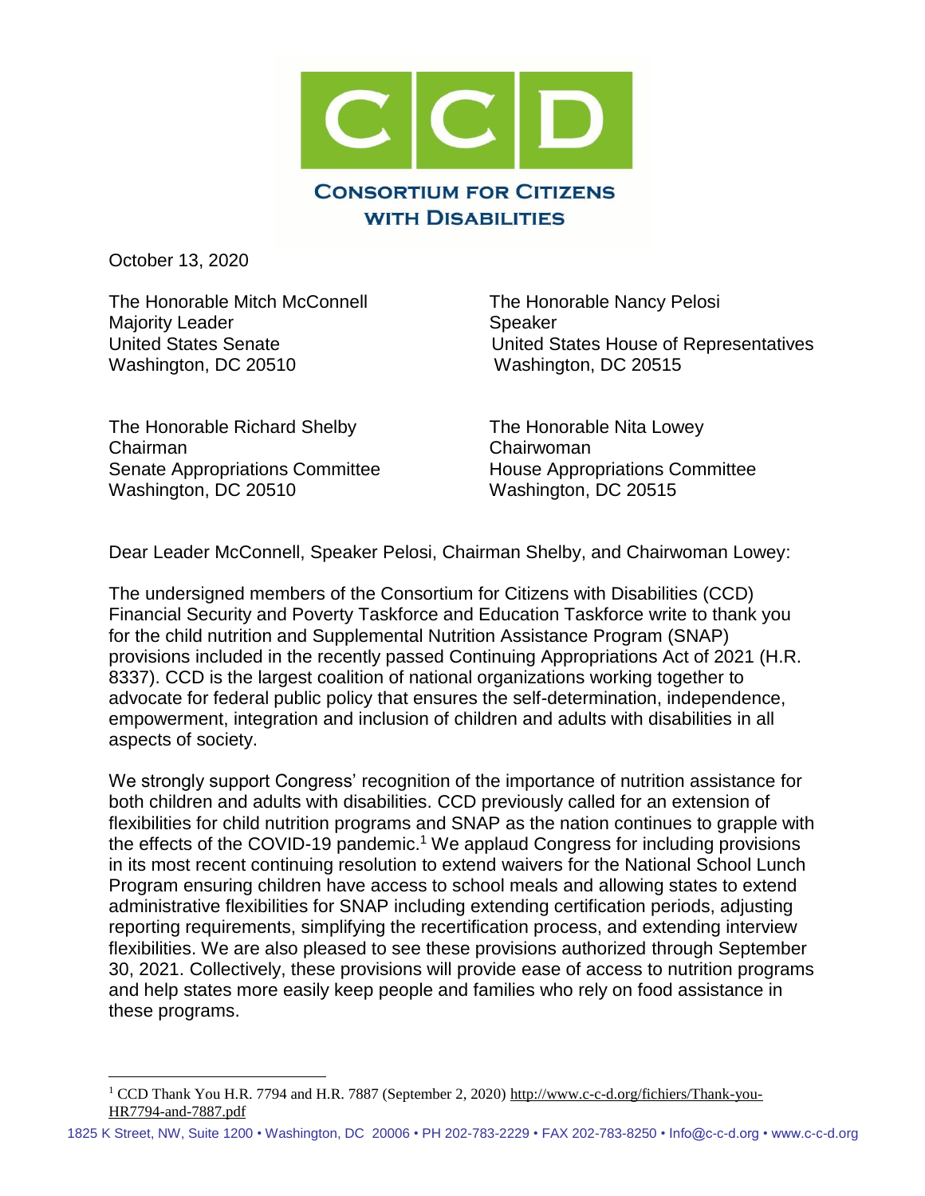# CCD

**CONSORTIUM FOR CITIZENS WITH DISABILITIES**

October 13, 2020

The Honorable Mitch McConnell
Majority Leader
United States Senate
Washington, DC 20510

The Honorable Nancy Pelosi
Speaker
United States House of Representatives
Washington, DC 20515

The Honorable Richard Shelby
Chairman
Senate Appropriations Committee
Washington, DC 20510

The Honorable Nita Lowey
Chairwoman
House Appropriations Committee
Washington, DC 20515

Dear Leader McConnell, Speaker Pelosi, Chairman Shelby, and Chairwoman Lowey:

The undersigned members of the Consortium for Citizens with Disabilities (CCD) Financial Security and Poverty Taskforce and Education Taskforce write to thank you for the child nutrition and Supplemental Nutrition Assistance Program (SNAP) provisions included in the recently passed Continuing Appropriations Act of 2021 (H.R. 8337). CCD is the largest coalition of national organizations working together to advocate for federal public policy that ensures the self-determination, independence, empowerment, integration and inclusion of children and adults with disabilities in all aspects of society.

We strongly support Congress' recognition of the importance of nutrition assistance for both children and adults with disabilities. CCD previously called for an extension of flexibilities for child nutrition programs and SNAP as the nation continues to grapple with the effects of the COVID-19 pandemic.[1] We applaud Congress for including provisions in its most recent continuing resolution to extend waivers for the National School Lunch Program ensuring children have access to school meals and allowing states to extend administrative flexibilities for SNAP including extending certification periods, adjusting reporting requirements, simplifying the recertification process, and extending interview flexibilities. We are also pleased to see these provisions authorized through September 30, 2021. Collectively, these provisions will provide ease of access to nutrition programs and help states more easily keep people and families who rely on food assistance in these programs.

[1] CCD Thank You H.R. 7794 and H.R. 7887 (September 2, 2020) http://www.c-c-d.org/fichiers/Thank-you-HR7794-and-7887.pdf

1825 K Street, NW, Suite 1200 • Washington, DC 20006 • PH 202-783-2229 • FAX 202-783-8250 • Info@c-c-d.org • www.c-c-d.org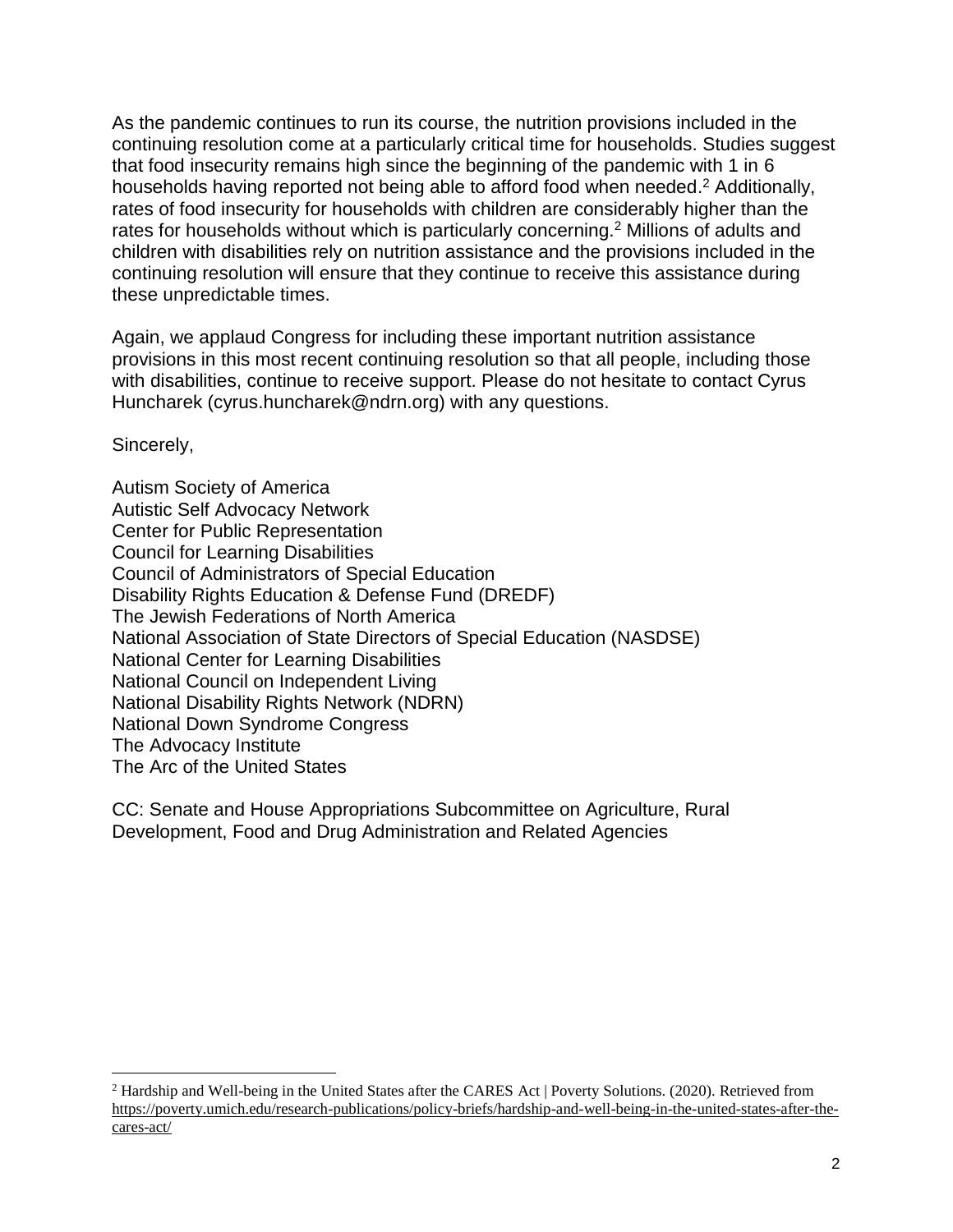As the pandemic continues to run its course, the nutrition provisions included in the continuing resolution come at a particularly critical time for households. Studies suggest that food insecurity remains high since the beginning of the pandemic with 1 in 6 households having reported not being able to afford food when needed.[2] Additionally, rates of food insecurity for households with children are considerably higher than the rates for households without which is particularly concerning.[2] Millions of adults and children with disabilities rely on nutrition assistance and the provisions included in the continuing resolution will ensure that they continue to receive this assistance during these unpredictable times.

Again, we applaud Congress for including these important nutrition assistance provisions in this most recent continuing resolution so that all people, including those with disabilities, continue to receive support. Please do not hesitate to contact Cyrus Huncharek (cyrus.huncharek@ndrn.org) with any questions.

Sincerely,

Autism Society of America
Autistic Self Advocacy Network
Center for Public Representation
Council for Learning Disabilities
Council of Administrators of Special Education
Disability Rights Education & Defense Fund (DREDF)
The Jewish Federations of North America
National Association of State Directors of Special Education (NASDSE)
National Center for Learning Disabilities
National Council on Independent Living
National Disability Rights Network (NDRN)
National Down Syndrome Congress
The Advocacy Institute
The Arc of the United States

CC: Senate and House Appropriations Subcommittee on Agriculture, Rural Development, Food and Drug Administration and Related Agencies

---

[2] Hardship and Well-being in the United States after the CARES Act | Poverty Solutions. (2020). Retrieved from https://poverty.umich.edu/research-publications/policy-briefs/hardship-and-well-being-in-the-united-states-after-the-cares-act/